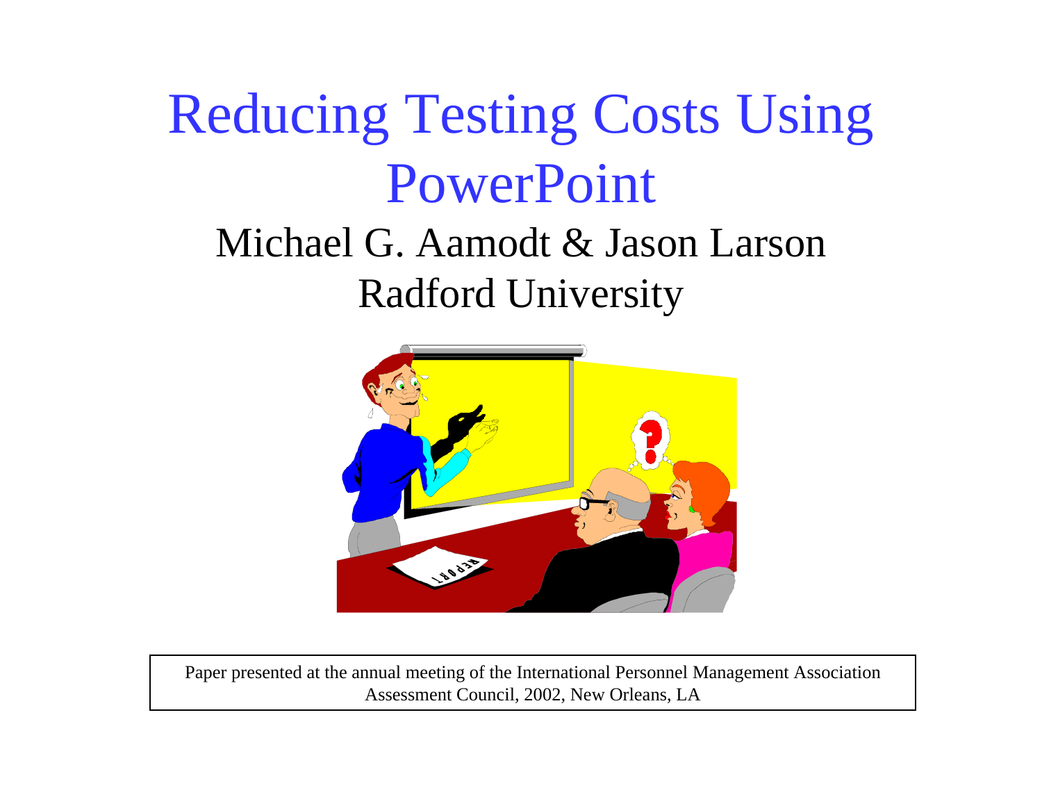# Reducing Testing Costs Using PowerPoint

Michael G. Aamodt & Jason Larson

Radford University

Paper presented at the annual meeting of the International Personnel Management Association Assessment Council, 2002, New Orleans, LA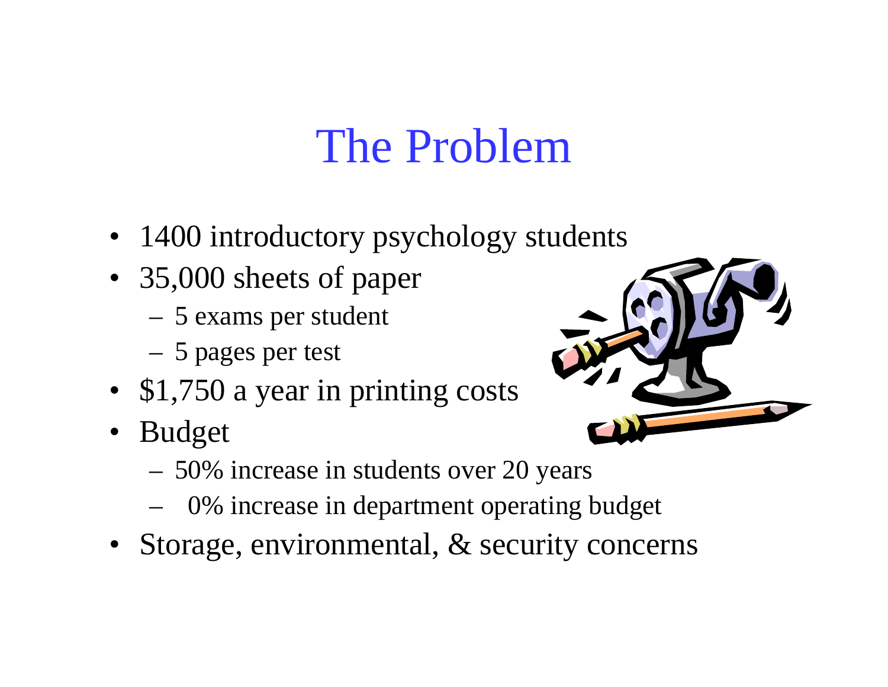# The Problem

- 1400 introductory psychology students
- 35,000 sheets of paper
  - 5 exams per student
  - 5 pages per test
- $1,750 a year in printing costs
- Budget
  - 50% increase in students over 20 years
  - 0% increase in department operating budget
- Storage, environmental, & security concerns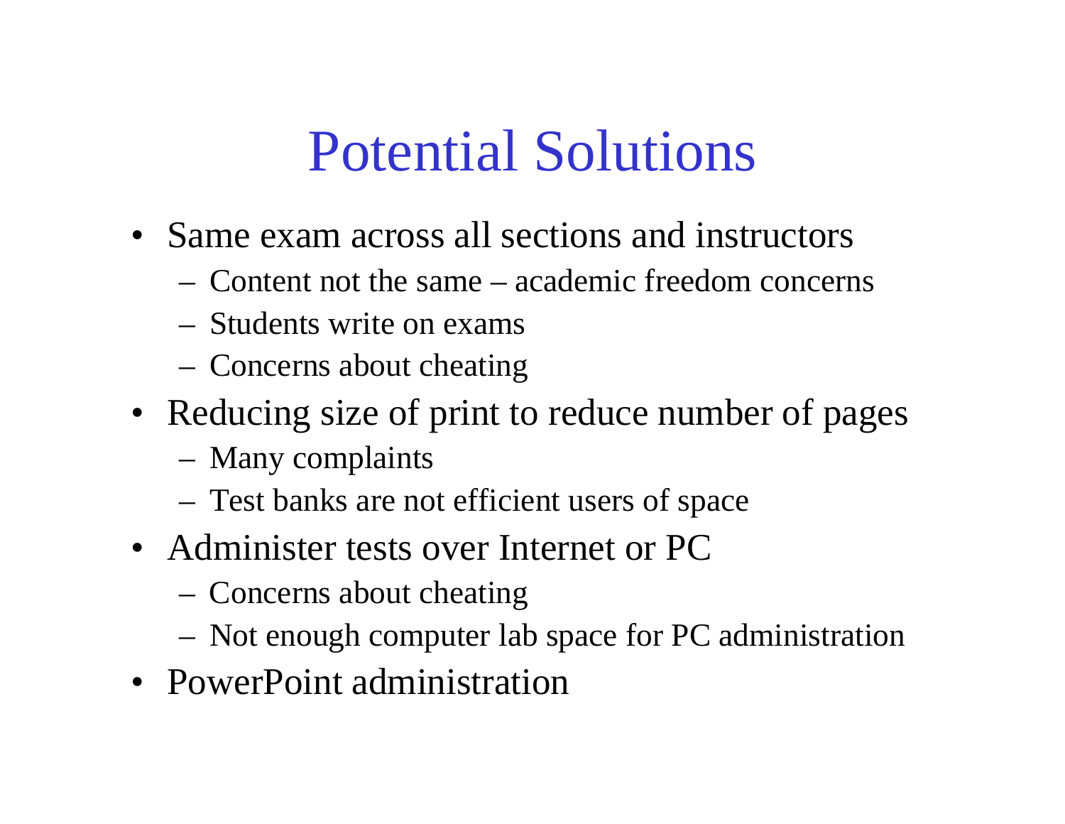# Potential Solutions

- Same exam across all sections and instructors
  - Content not the same – academic freedom concerns
  - Students write on exams
  - Concerns about cheating
- Reducing size of print to reduce number of pages
  - Many complaints
  - Test banks are not efficient users of space
- Administer tests over Internet or PC
  - Concerns about cheating
  - Not enough computer lab space for PC administration
- PowerPoint administration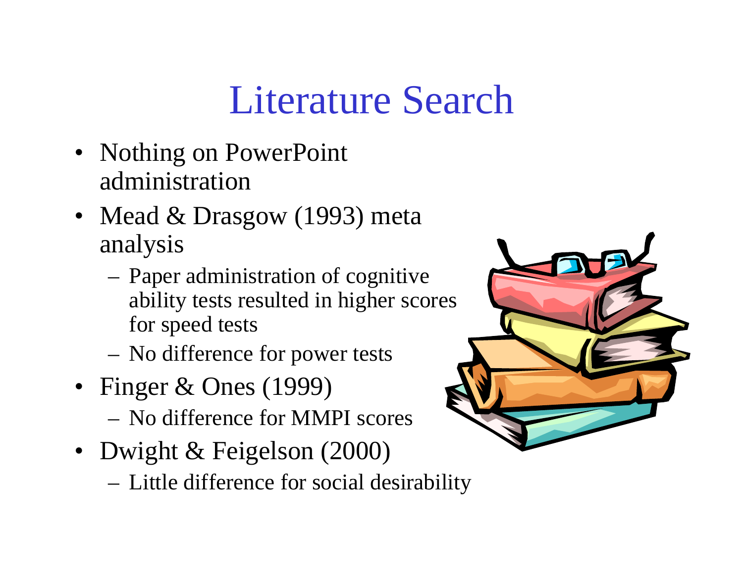# Literature Search

- Nothing on PowerPoint administration
- Mead & Drasgow (1993) meta analysis
  - Paper administration of cognitive ability tests resulted in higher scores for speed tests
  - No difference for power tests
- Finger & Ones (1999)
  - No difference for MMPI scores
- Dwight & Feigelson (2000)
  - Little difference for social desirability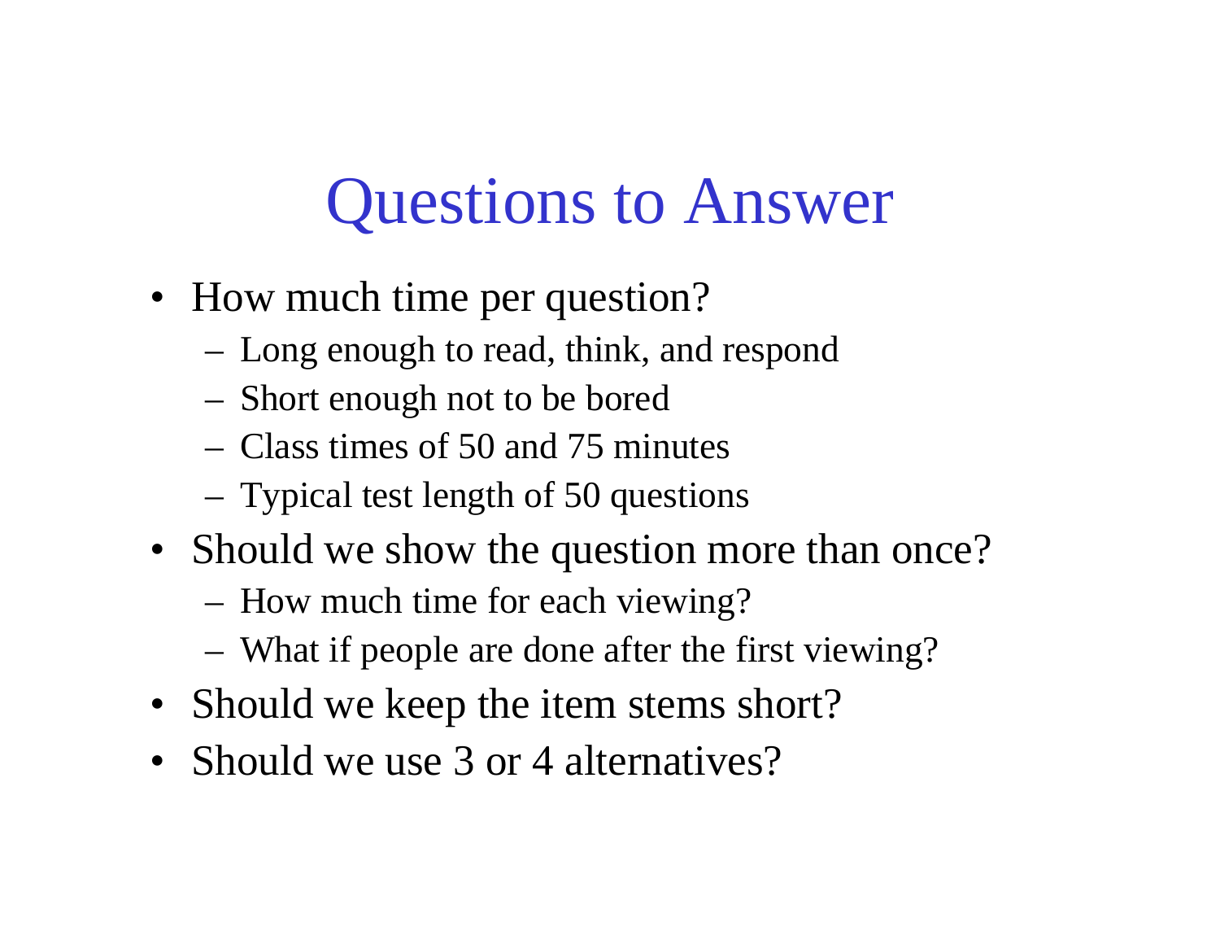# Questions to Answer

- How much time per question?
  - Long enough to read, think, and respond
  - Short enough not to be bored
  - Class times of 50 and 75 minutes
  - Typical test length of 50 questions
- Should we show the question more than once?
  - How much time for each viewing?
  - What if people are done after the first viewing?
- Should we keep the item stems short?
- Should we use 3 or 4 alternatives?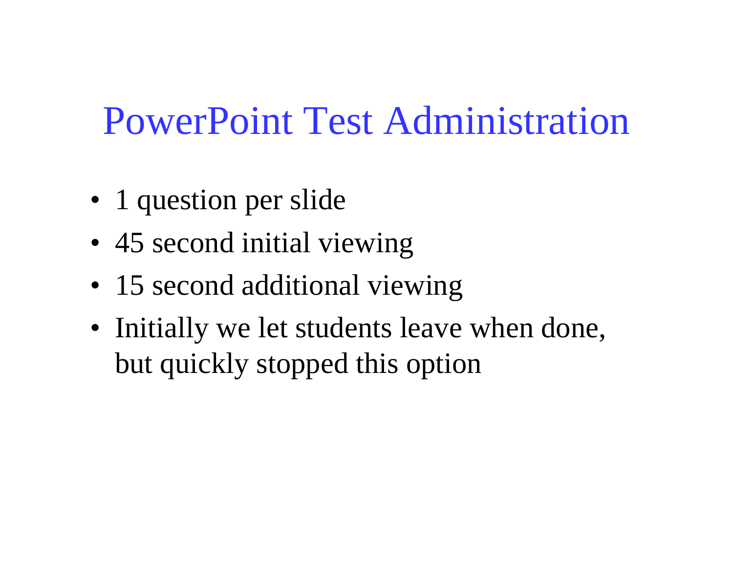# PowerPoint Test Administration

- 1 question per slide
- 45 second initial viewing
- 15 second additional viewing
- Initially we let students leave when done, but quickly stopped this option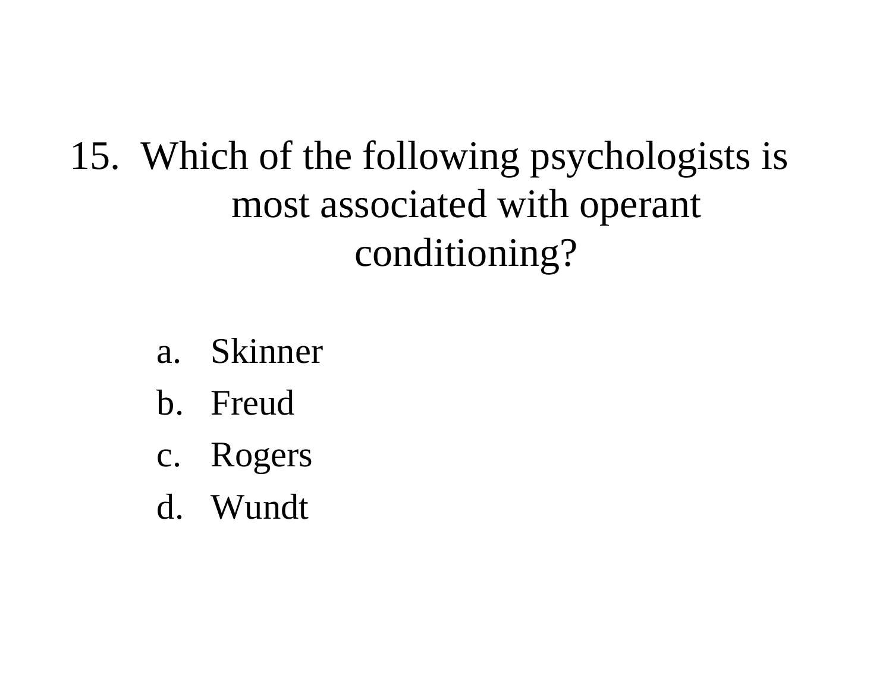15. Which of the following psychologists is most associated with operant conditioning?

   a. Skinner
   b. Freud
   c. Rogers
   d. Wundt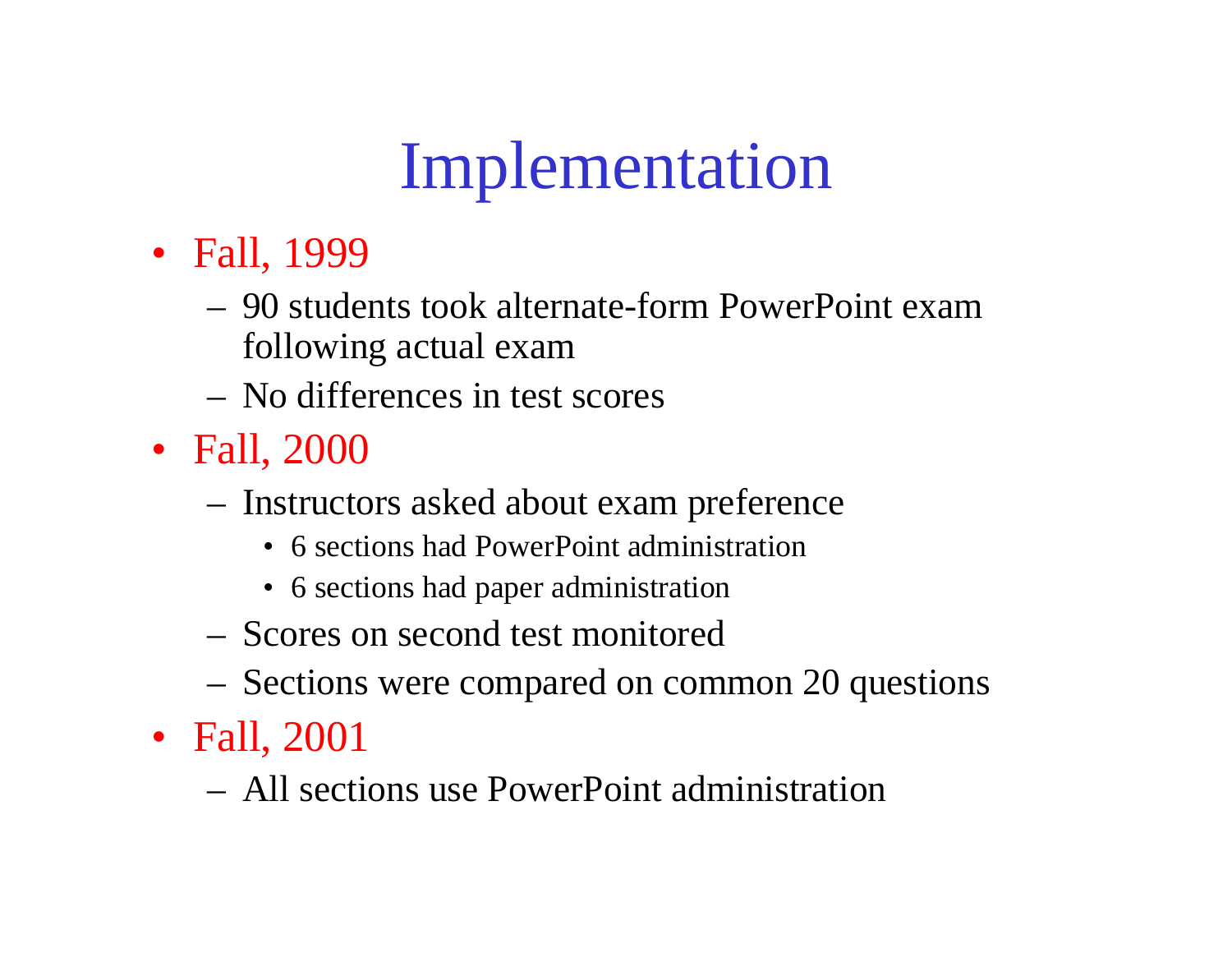# Implementation

- Fall, 1999
  - 90 students took alternate-form PowerPoint exam following actual exam
  - No differences in test scores
- Fall, 2000
  - Instructors asked about exam preference
    - 6 sections had PowerPoint administration
    - 6 sections had paper administration
  - Scores on second test monitored
  - Sections were compared on common 20 questions
- Fall, 2001
  - All sections use PowerPoint administration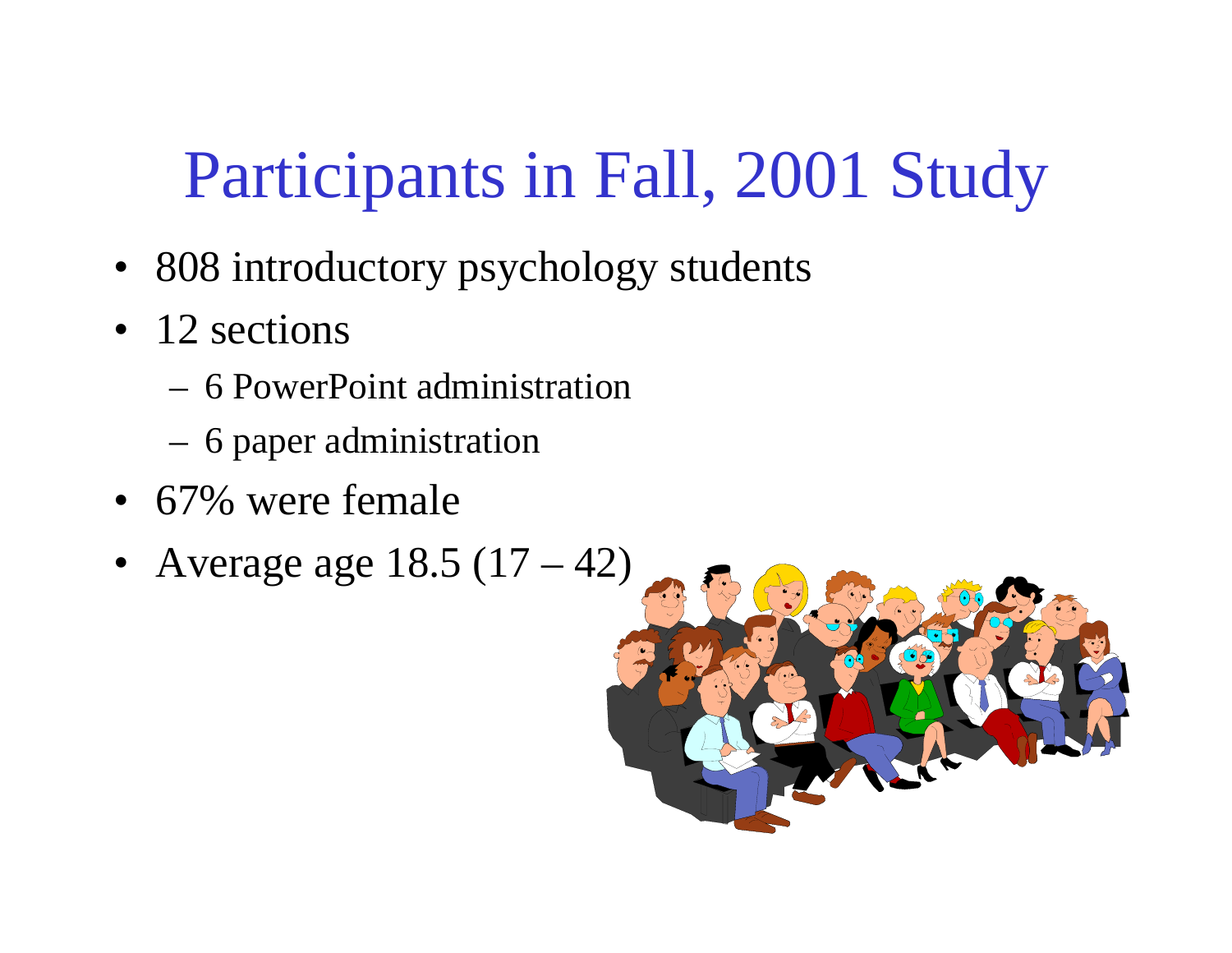# Participants in Fall, 2001 Study

- 808 introductory psychology students
- 12 sections
  - 6 PowerPoint administration
  - 6 paper administration
- 67% were female
- Average age 18.5 (17 – 42)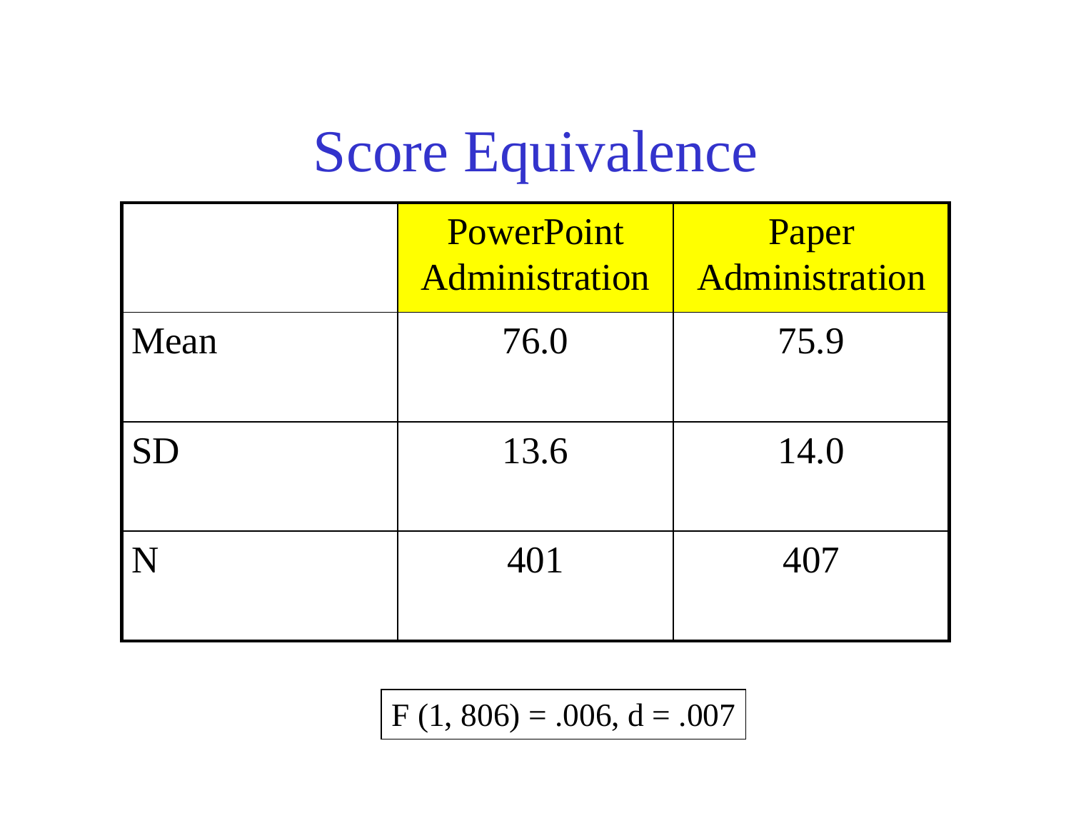# Score Equivalence

| | PowerPoint Administration | Paper Administration |
|---|---|---|
| Mean | 76.0 | 75.9 |
| SD | 13.6 | 14.0 |
| N | 401 | 407 |

$F\ (1, 806) = .006$, $d = .007$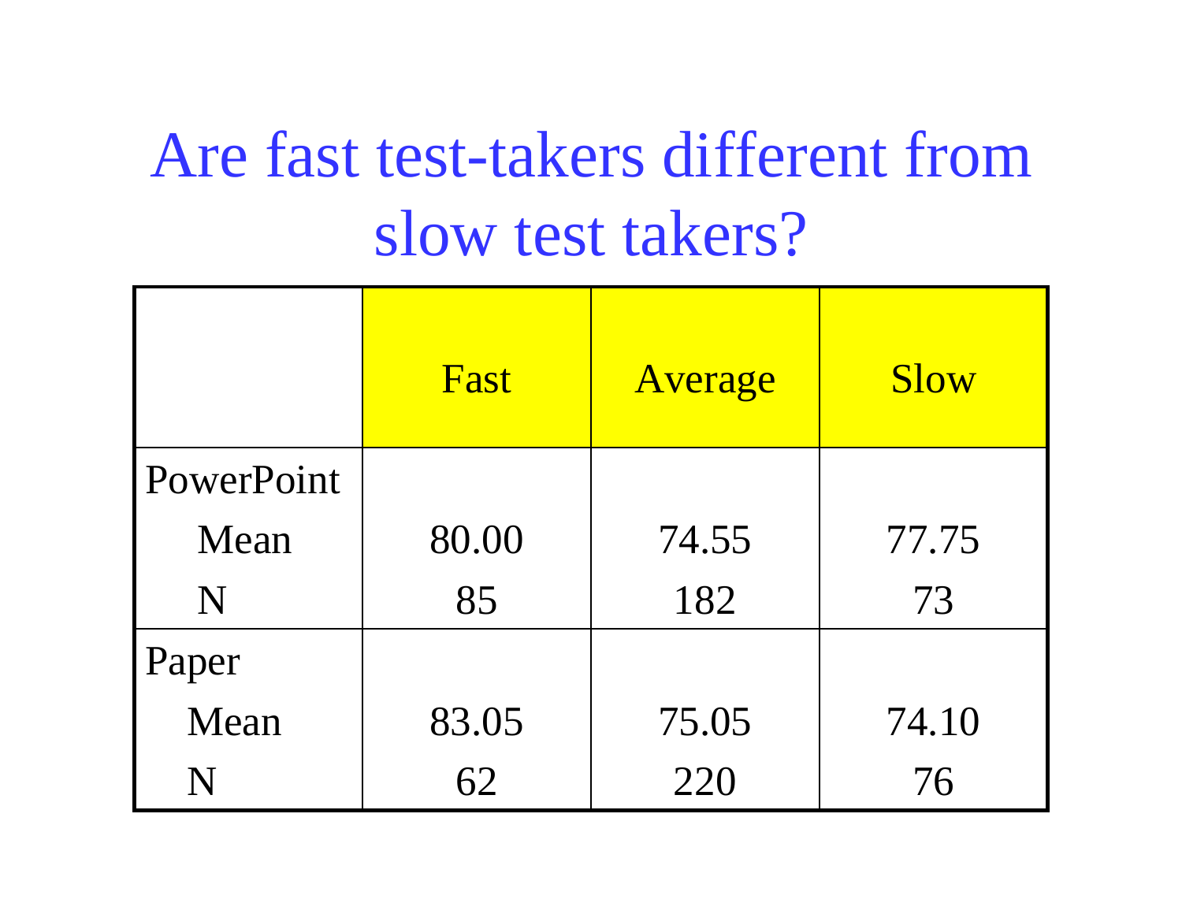# Are fast test-takers different from slow test takers?

| | Fast | Average | Slow |
|---|---|---|---|
| PowerPoint | | | |
| Mean | 80.00 | 74.55 | 77.75 |
| N | 85 | 182 | 73 |
| Paper | | | |
| Mean | 83.05 | 75.05 | 74.10 |
| N | 62 | 220 | 76 |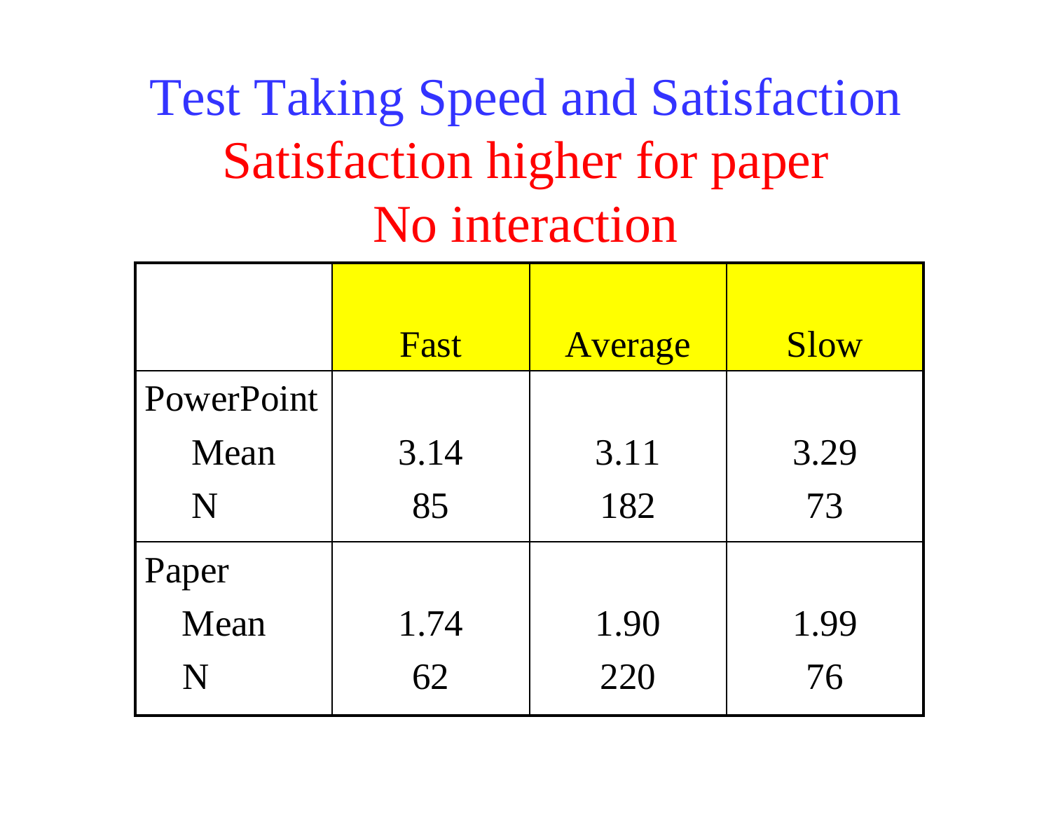# Test Taking Speed and Satisfaction

## Satisfaction higher for paper

## No interaction

| | Fast | Average | Slow |
|---|---|---|---|
| PowerPoint | | | |
| Mean | 3.14 | 3.11 | 3.29 |
| N | 85 | 182 | 73 |
| Paper | | | |
| Mean | 1.74 | 1.90 | 1.99 |
| N | 62 | 220 | 76 |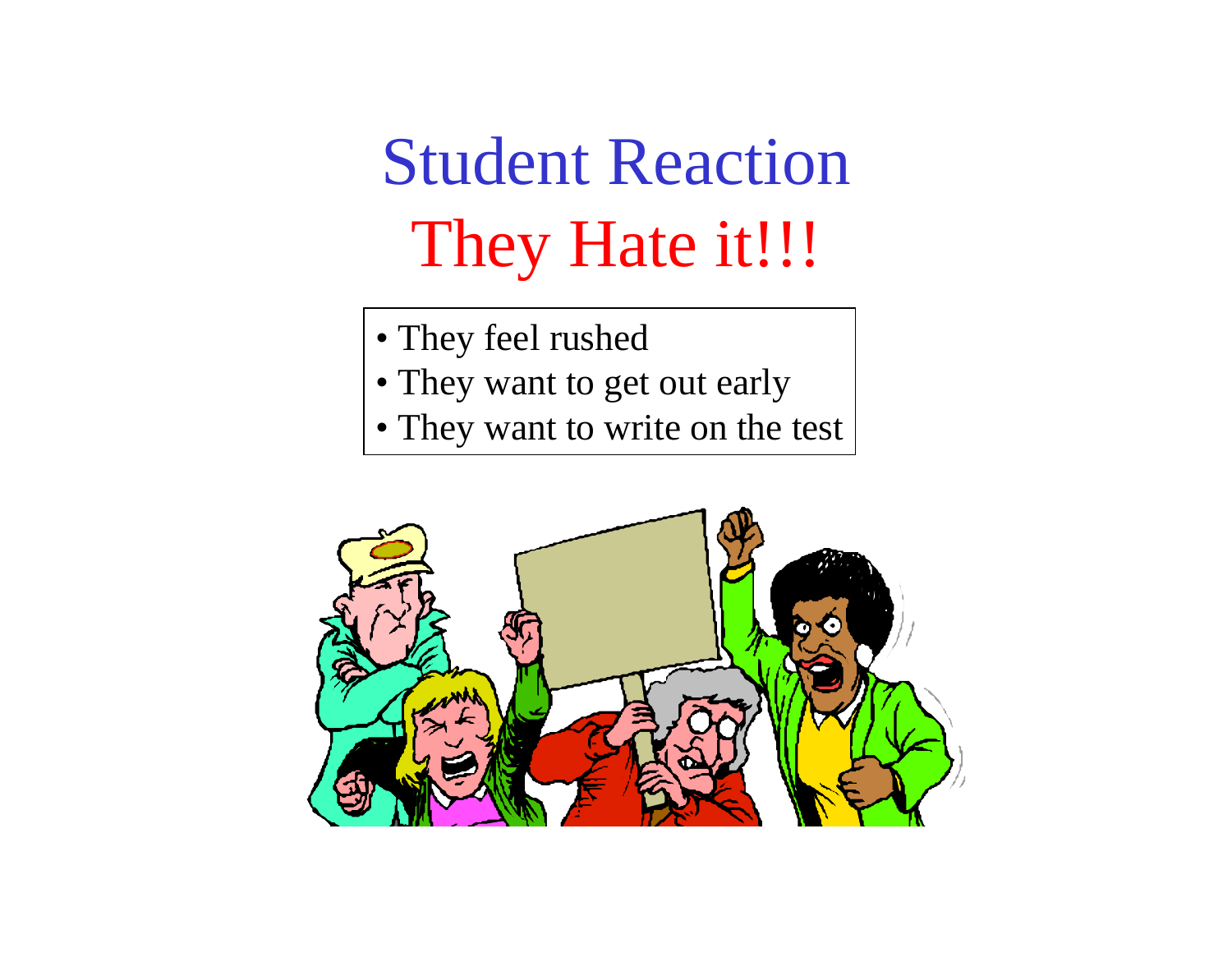# Student Reaction

## They Hate it!!!

- They feel rushed
- They want to get out early
- They want to write on the test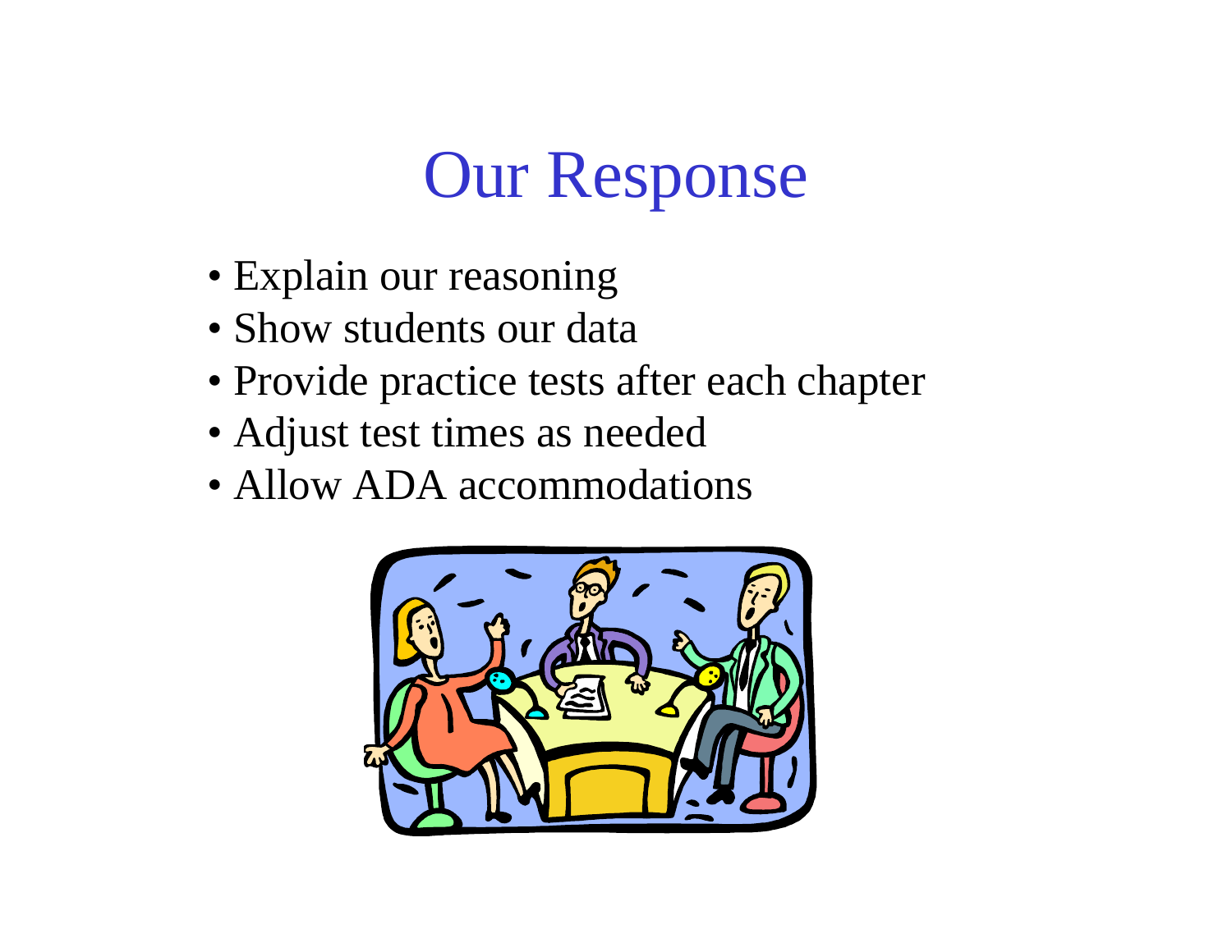# Our Response

- Explain our reasoning
- Show students our data
- Provide practice tests after each chapter
- Adjust test times as needed
- Allow ADA accommodations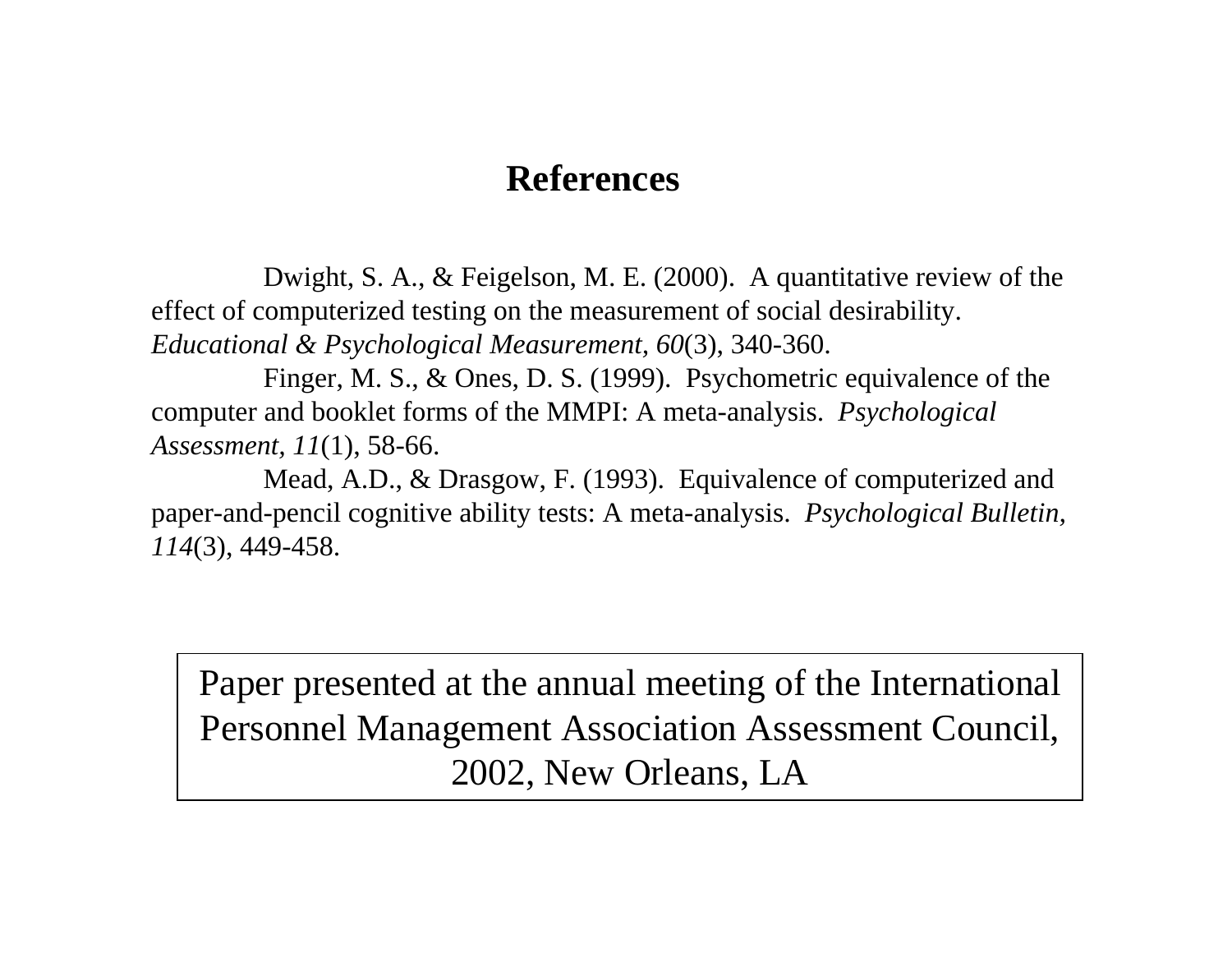# References

Dwight, S. A., & Feigelson, M. E. (2000). A quantitative review of the effect of computerized testing on the measurement of social desirability. *Educational & Psychological Measurement*, *60*(3), 340-360.

Finger, M. S., & Ones, D. S. (1999). Psychometric equivalence of the computer and booklet forms of the MMPI: A meta-analysis. *Psychological Assessment*, *11*(1), 58-66.

Mead, A.D., & Drasgow, F. (1993). Equivalence of computerized and paper-and-pencil cognitive ability tests: A meta-analysis. *Psychological Bulletin, 114*(3), 449-458.

Paper presented at the annual meeting of the International Personnel Management Association Assessment Council, 2002, New Orleans, LA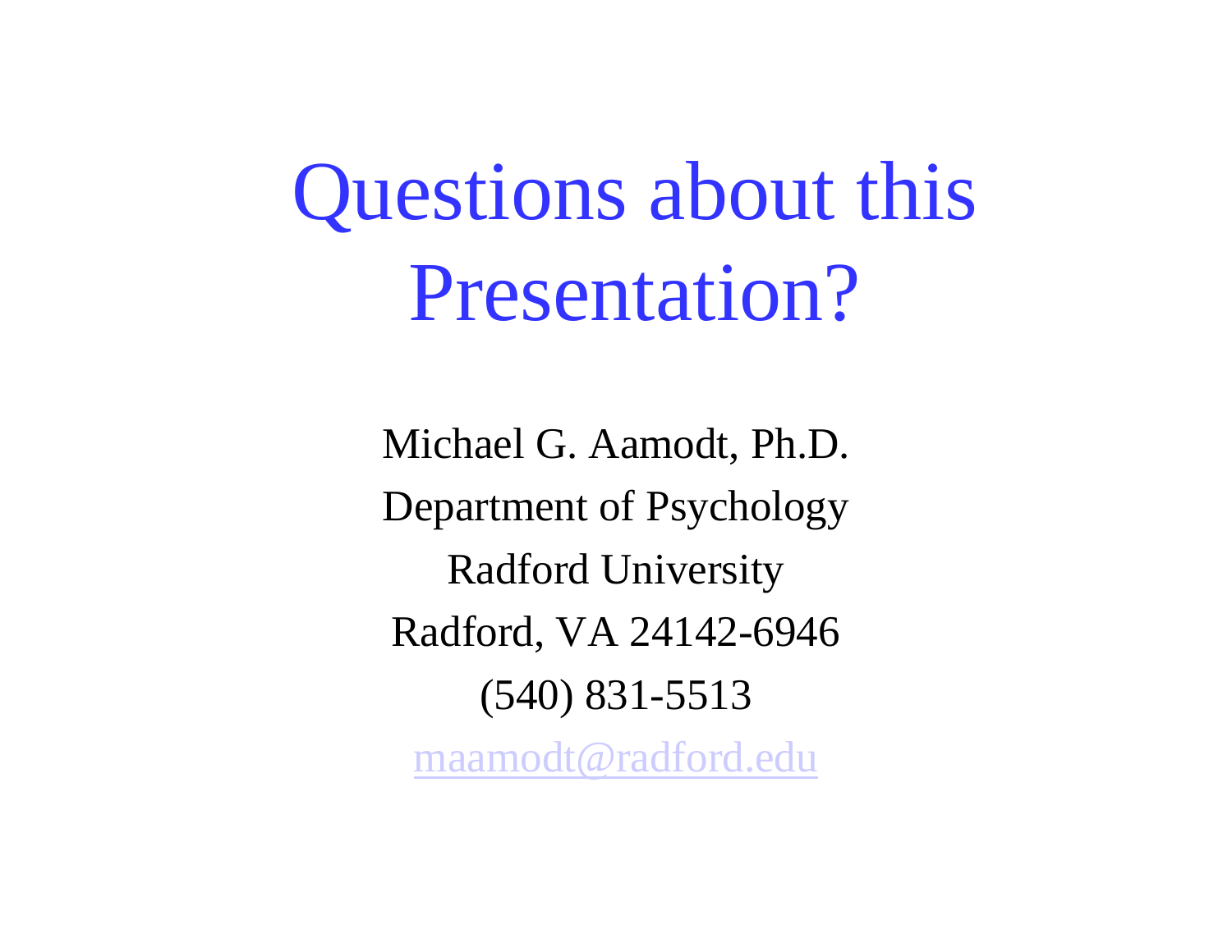# Questions about this Presentation?

Michael G. Aamodt, Ph.D.

Department of Psychology

Radford University

Radford, VA 24142-6946

(540) 831-5513

maamodt@radford.edu